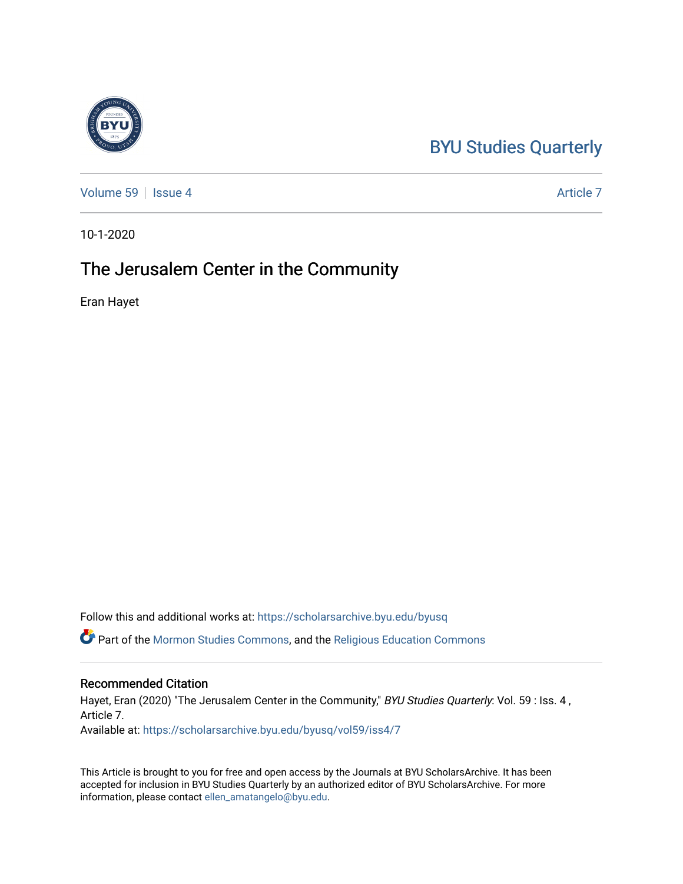BYU Studies Quarterly

Volume 59 | Issue 4 | Article 7

10-1-2020

# The Jerusalem Center in the Community

Eran Hayet

Follow this and additional works at: https://scholarsarchive.byu.edu/byusq

Part of the Mormon Studies Commons, and the Religious Education Commons

## Recommended Citation

Hayet, Eran (2020) "The Jerusalem Center in the Community," *BYU Studies Quarterly*: Vol. 59 : Iss. 4 , Article 7.

Available at: https://scholarsarchive.byu.edu/byusq/vol59/iss4/7

This Article is brought to you for free and open access by the Journals at BYU ScholarsArchive. It has been accepted for inclusion in BYU Studies Quarterly by an authorized editor of BYU ScholarsArchive. For more information, please contact ellen_amatangelo@byu.edu.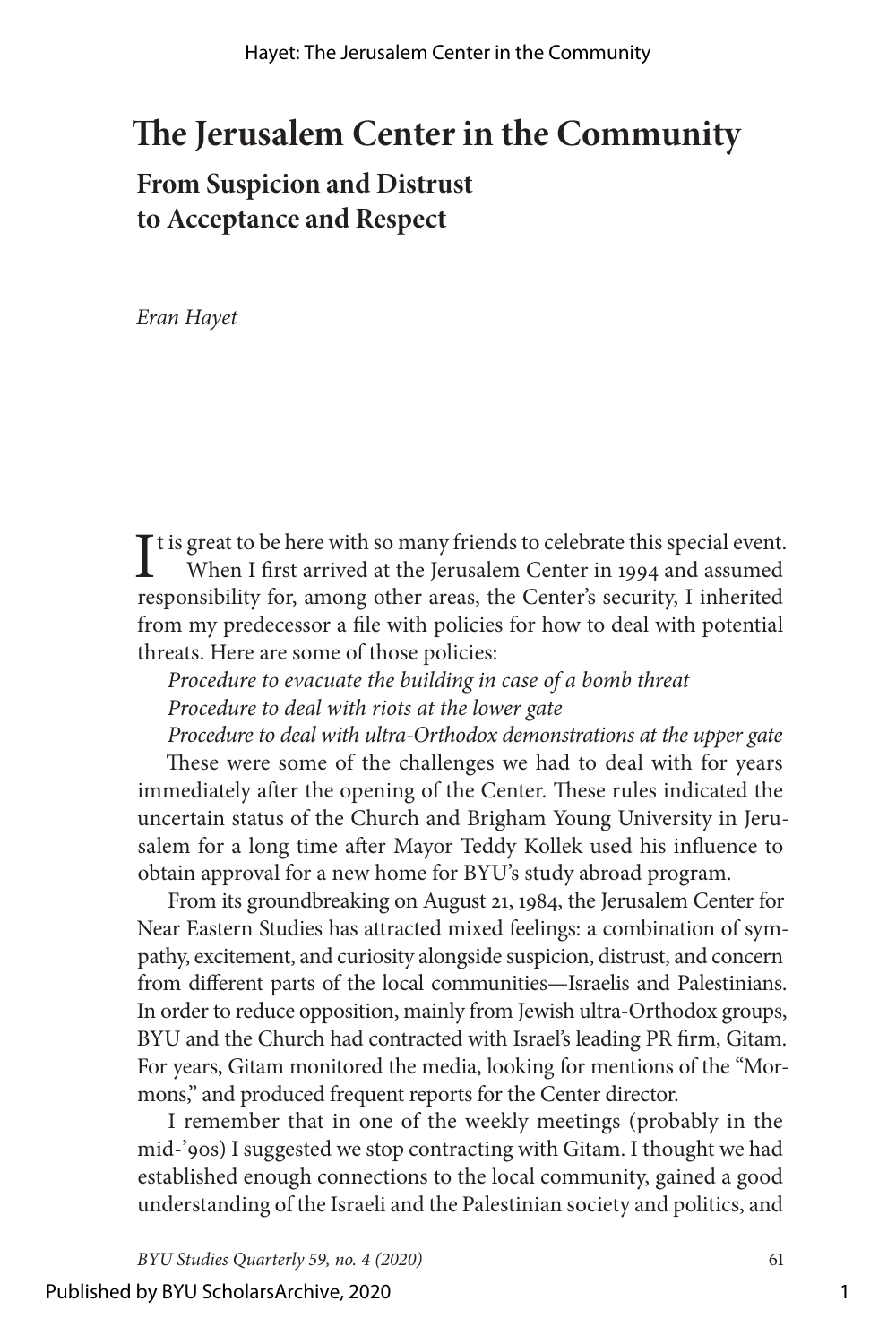# The Jerusalem Center in the Community

## From Suspicion and Distrust to Acceptance and Respect

*Eran Hayet*

It is great to be here with so many friends to celebrate this special event.

When I first arrived at the Jerusalem Center in 1994 and assumed responsibility for, among other areas, the Center's security, I inherited from my predecessor a file with policies for how to deal with potential threats. Here are some of those policies:

*Procedure to evacuate the building in case of a bomb threat*
*Procedure to deal with riots at the lower gate*
*Procedure to deal with ultra-Orthodox demonstrations at the upper gate*

These were some of the challenges we had to deal with for years immediately after the opening of the Center. These rules indicated the uncertain status of the Church and Brigham Young University in Jerusalem for a long time after Mayor Teddy Kollek used his influence to obtain approval for a new home for BYU's study abroad program.

From its groundbreaking on August 21, 1984, the Jerusalem Center for Near Eastern Studies has attracted mixed feelings: a combination of sympathy, excitement, and curiosity alongside suspicion, distrust, and concern from different parts of the local communities—Israelis and Palestinians. In order to reduce opposition, mainly from Jewish ultra-Orthodox groups, BYU and the Church had contracted with Israel's leading PR firm, Gitam. For years, Gitam monitored the media, looking for mentions of the "Mormons," and produced frequent reports for the Center director.

I remember that in one of the weekly meetings (probably in the mid-'90s) I suggested we stop contracting with Gitam. I thought we had established enough connections to the local community, gained a good understanding of the Israeli and the Palestinian society and politics, and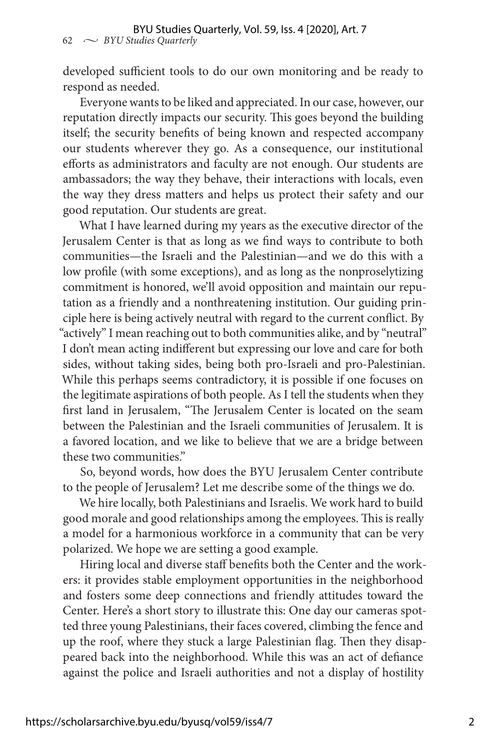developed sufficient tools to do our own monitoring and be ready to respond as needed.

Everyone wants to be liked and appreciated. In our case, however, our reputation directly impacts our security. This goes beyond the building itself; the security benefits of being known and respected accompany our students wherever they go. As a consequence, our institutional efforts as administrators and faculty are not enough. Our students are ambassadors; the way they behave, their interactions with locals, even the way they dress matters and helps us protect their safety and our good reputation. Our students are great.

What I have learned during my years as the executive director of the Jerusalem Center is that as long as we find ways to contribute to both communities—the Israeli and the Palestinian—and we do this with a low profile (with some exceptions), and as long as the nonproselytizing commitment is honored, we'll avoid opposition and maintain our reputation as a friendly and a nonthreatening institution. Our guiding principle here is being actively neutral with regard to the current conflict. By "actively" I mean reaching out to both communities alike, and by "neutral" I don't mean acting indifferent but expressing our love and care for both sides, without taking sides, being both pro-Israeli and pro-Palestinian. While this perhaps seems contradictory, it is possible if one focuses on the legitimate aspirations of both people. As I tell the students when they first land in Jerusalem, "The Jerusalem Center is located on the seam between the Palestinian and the Israeli communities of Jerusalem. It is a favored location, and we like to believe that we are a bridge between these two communities."

So, beyond words, how does the BYU Jerusalem Center contribute to the people of Jerusalem? Let me describe some of the things we do.

We hire locally, both Palestinians and Israelis. We work hard to build good morale and good relationships among the employees. This is really a model for a harmonious workforce in a community that can be very polarized. We hope we are setting a good example.

Hiring local and diverse staff benefits both the Center and the workers: it provides stable employment opportunities in the neighborhood and fosters some deep connections and friendly attitudes toward the Center. Here's a short story to illustrate this: One day our cameras spotted three young Palestinians, their faces covered, climbing the fence and up the roof, where they stuck a large Palestinian flag. Then they disappeared back into the neighborhood. While this was an act of defiance against the police and Israeli authorities and not a display of hostility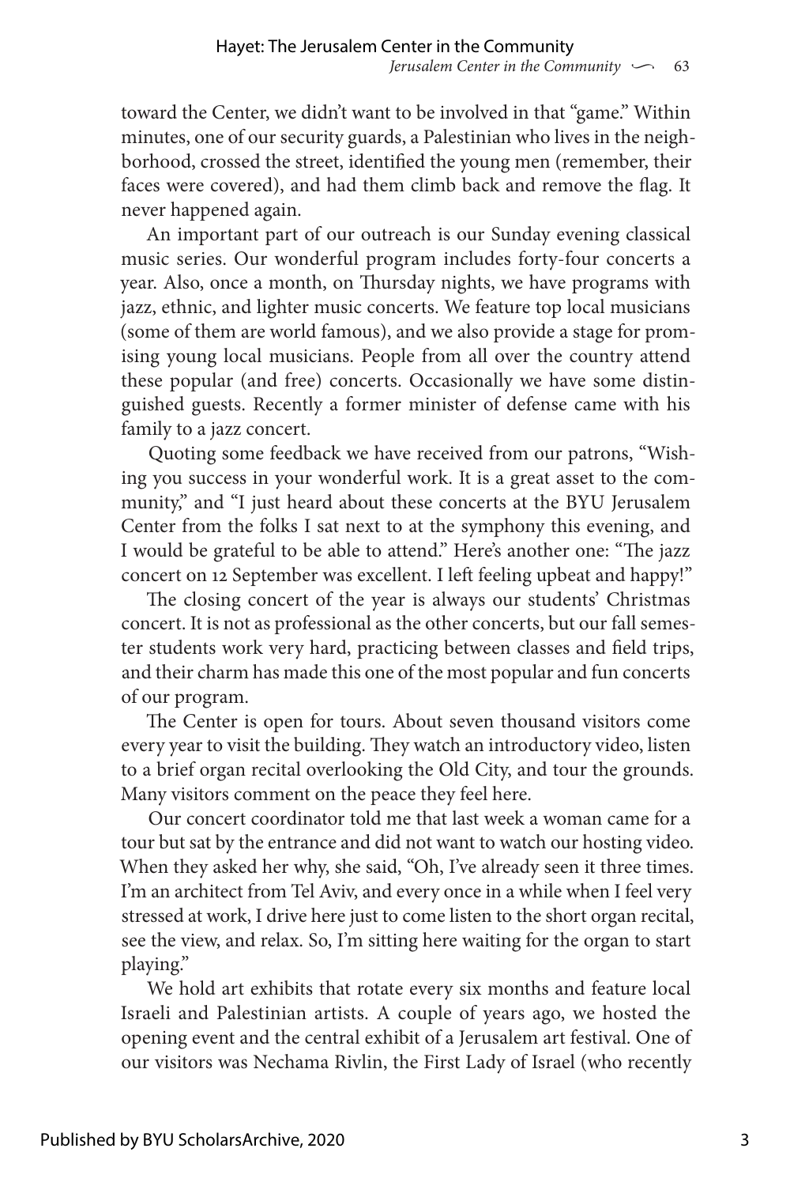toward the Center, we didn't want to be involved in that "game." Within minutes, one of our security guards, a Palestinian who lives in the neighborhood, crossed the street, identified the young men (remember, their faces were covered), and had them climb back and remove the flag. It never happened again.

An important part of our outreach is our Sunday evening classical music series. Our wonderful program includes forty-four concerts a year. Also, once a month, on Thursday nights, we have programs with jazz, ethnic, and lighter music concerts. We feature top local musicians (some of them are world famous), and we also provide a stage for promising young local musicians. People from all over the country attend these popular (and free) concerts. Occasionally we have some distinguished guests. Recently a former minister of defense came with his family to a jazz concert.

Quoting some feedback we have received from our patrons, "Wishing you success in your wonderful work. It is a great asset to the community," and "I just heard about these concerts at the BYU Jerusalem Center from the folks I sat next to at the symphony this evening, and I would be grateful to be able to attend." Here's another one: "The jazz concert on 12 September was excellent. I left feeling upbeat and happy!"

The closing concert of the year is always our students' Christmas concert. It is not as professional as the other concerts, but our fall semester students work very hard, practicing between classes and field trips, and their charm has made this one of the most popular and fun concerts of our program.

The Center is open for tours. About seven thousand visitors come every year to visit the building. They watch an introductory video, listen to a brief organ recital overlooking the Old City, and tour the grounds. Many visitors comment on the peace they feel here.

Our concert coordinator told me that last week a woman came for a tour but sat by the entrance and did not want to watch our hosting video. When they asked her why, she said, "Oh, I've already seen it three times. I'm an architect from Tel Aviv, and every once in a while when I feel very stressed at work, I drive here just to come listen to the short organ recital, see the view, and relax. So, I'm sitting here waiting for the organ to start playing."

We hold art exhibits that rotate every six months and feature local Israeli and Palestinian artists. A couple of years ago, we hosted the opening event and the central exhibit of a Jerusalem art festival. One of our visitors was Nechama Rivlin, the First Lady of Israel (who recently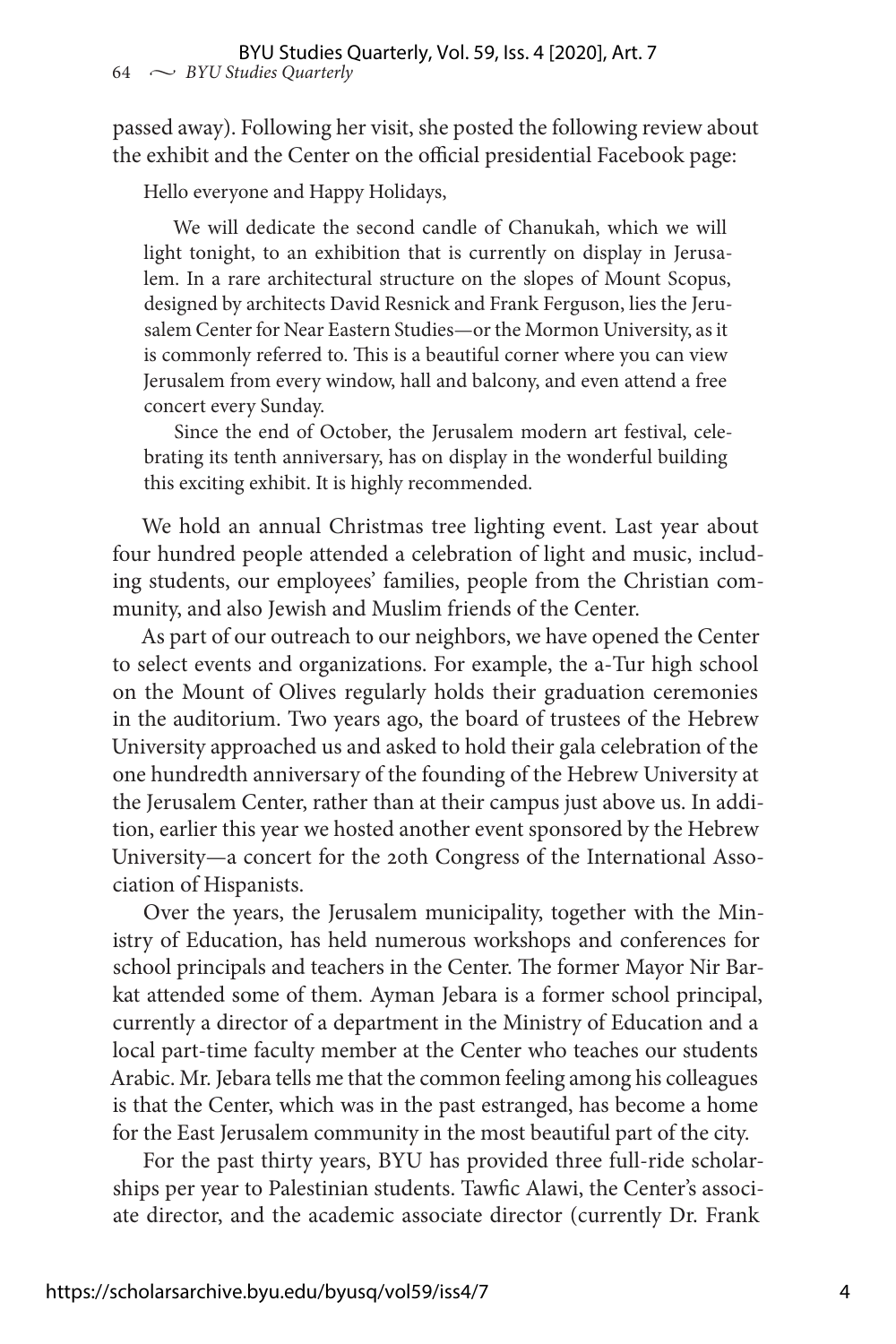passed away). Following her visit, she posted the following review about the exhibit and the Center on the official presidential Facebook page:

> Hello everyone and Happy Holidays,
>
> We will dedicate the second candle of Chanukah, which we will light tonight, to an exhibition that is currently on display in Jerusalem. In a rare architectural structure on the slopes of Mount Scopus, designed by architects David Resnick and Frank Ferguson, lies the Jerusalem Center for Near Eastern Studies—or the Mormon University, as it is commonly referred to. This is a beautiful corner where you can view Jerusalem from every window, hall and balcony, and even attend a free concert every Sunday.
>
> Since the end of October, the Jerusalem modern art festival, celebrating its tenth anniversary, has on display in the wonderful building this exciting exhibit. It is highly recommended.

We hold an annual Christmas tree lighting event. Last year about four hundred people attended a celebration of light and music, including students, our employees' families, people from the Christian community, and also Jewish and Muslim friends of the Center.

As part of our outreach to our neighbors, we have opened the Center to select events and organizations. For example, the a-Tur high school on the Mount of Olives regularly holds their graduation ceremonies in the auditorium. Two years ago, the board of trustees of the Hebrew University approached us and asked to hold their gala celebration of the one hundredth anniversary of the founding of the Hebrew University at the Jerusalem Center, rather than at their campus just above us. In addition, earlier this year we hosted another event sponsored by the Hebrew University—a concert for the 20th Congress of the International Association of Hispanists.

Over the years, the Jerusalem municipality, together with the Ministry of Education, has held numerous workshops and conferences for school principals and teachers in the Center. The former Mayor Nir Barkat attended some of them. Ayman Jebara is a former school principal, currently a director of a department in the Ministry of Education and a local part-time faculty member at the Center who teaches our students Arabic. Mr. Jebara tells me that the common feeling among his colleagues is that the Center, which was in the past estranged, has become a home for the East Jerusalem community in the most beautiful part of the city.

For the past thirty years, BYU has provided three full-ride scholarships per year to Palestinian students. Tawfic Alawi, the Center's associate director, and the academic associate director (currently Dr. Frank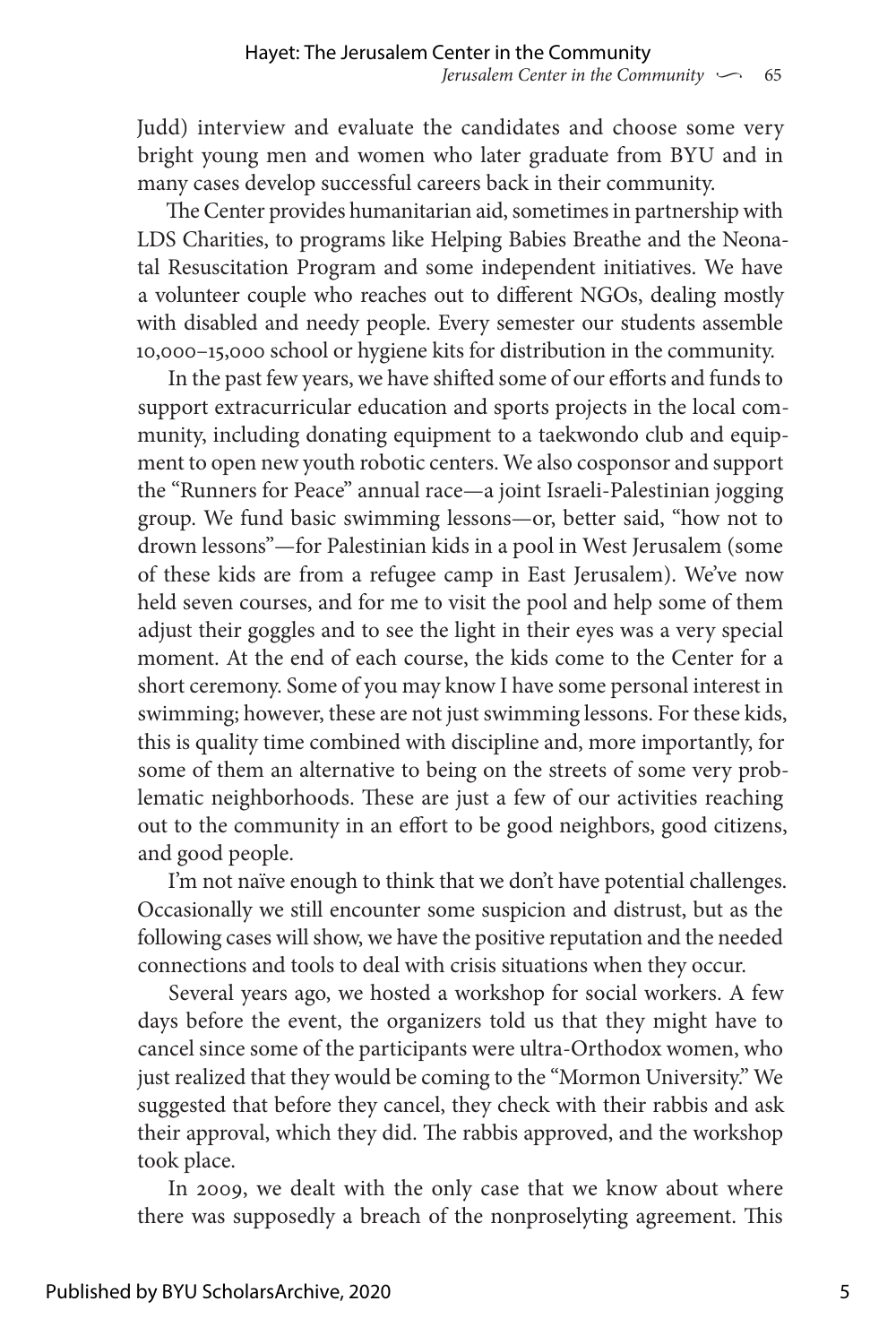Judd) interview and evaluate the candidates and choose some very bright young men and women who later graduate from BYU and in many cases develop successful careers back in their community.

The Center provides humanitarian aid, sometimes in partnership with LDS Charities, to programs like Helping Babies Breathe and the Neonatal Resuscitation Program and some independent initiatives. We have a volunteer couple who reaches out to different NGOs, dealing mostly with disabled and needy people. Every semester our students assemble 10,000–15,000 school or hygiene kits for distribution in the community.

In the past few years, we have shifted some of our efforts and funds to support extracurricular education and sports projects in the local community, including donating equipment to a taekwondo club and equipment to open new youth robotic centers. We also cosponsor and support the "Runners for Peace" annual race—a joint Israeli-Palestinian jogging group. We fund basic swimming lessons—or, better said, "how not to drown lessons"—for Palestinian kids in a pool in West Jerusalem (some of these kids are from a refugee camp in East Jerusalem). We've now held seven courses, and for me to visit the pool and help some of them adjust their goggles and to see the light in their eyes was a very special moment. At the end of each course, the kids come to the Center for a short ceremony. Some of you may know I have some personal interest in swimming; however, these are not just swimming lessons. For these kids, this is quality time combined with discipline and, more importantly, for some of them an alternative to being on the streets of some very problematic neighborhoods. These are just a few of our activities reaching out to the community in an effort to be good neighbors, good citizens, and good people.

I'm not naïve enough to think that we don't have potential challenges. Occasionally we still encounter some suspicion and distrust, but as the following cases will show, we have the positive reputation and the needed connections and tools to deal with crisis situations when they occur.

Several years ago, we hosted a workshop for social workers. A few days before the event, the organizers told us that they might have to cancel since some of the participants were ultra-Orthodox women, who just realized that they would be coming to the "Mormon University." We suggested that before they cancel, they check with their rabbis and ask their approval, which they did. The rabbis approved, and the workshop took place.

In 2009, we dealt with the only case that we know about where there was supposedly a breach of the nonproselyting agreement. This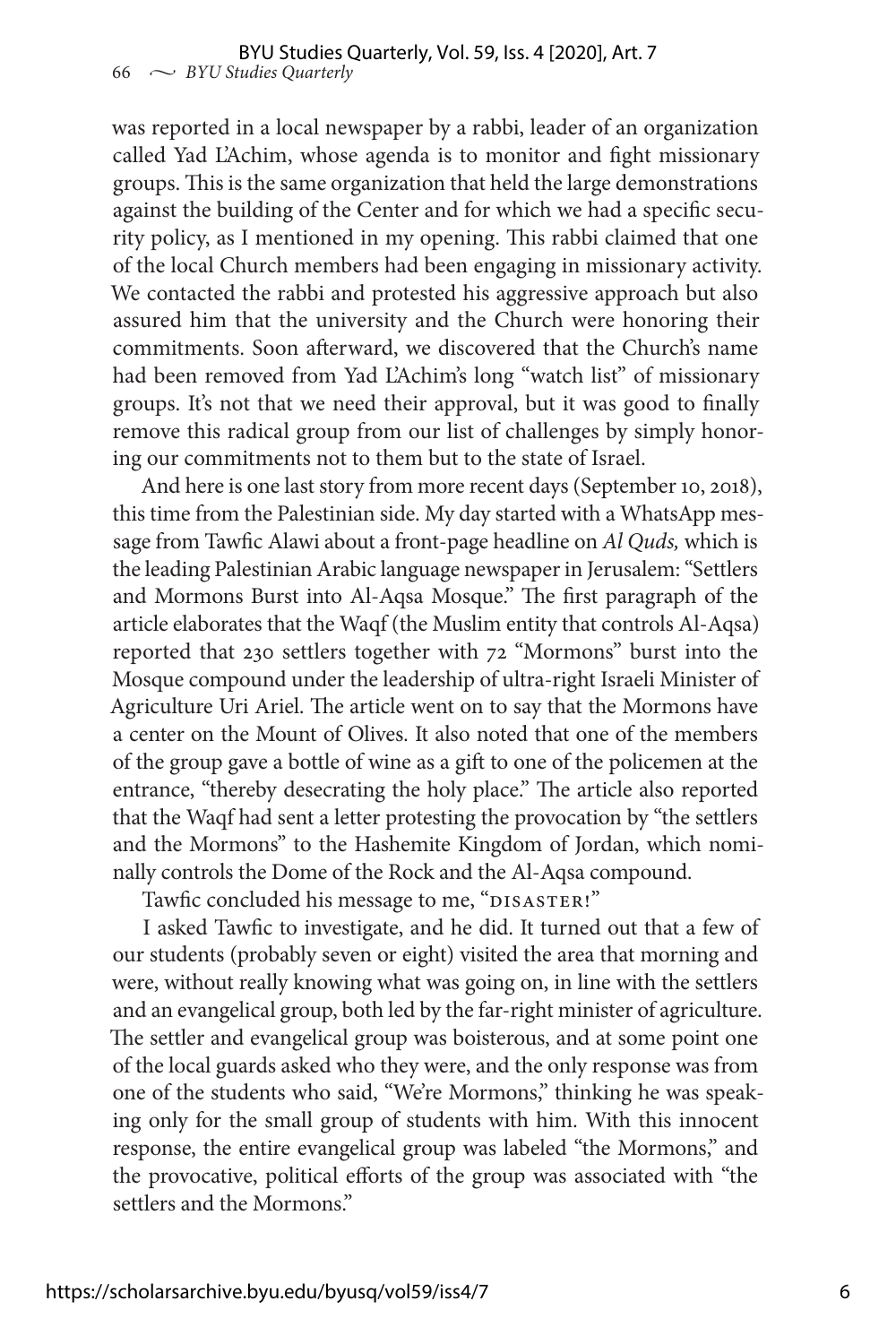was reported in a local newspaper by a rabbi, leader of an organization called Yad L'Achim, whose agenda is to monitor and fight missionary groups. This is the same organization that held the large demonstrations against the building of the Center and for which we had a specific security policy, as I mentioned in my opening. This rabbi claimed that one of the local Church members had been engaging in missionary activity. We contacted the rabbi and protested his aggressive approach but also assured him that the university and the Church were honoring their commitments. Soon afterward, we discovered that the Church's name had been removed from Yad L'Achim's long "watch list" of missionary groups. It's not that we need their approval, but it was good to finally remove this radical group from our list of challenges by simply honoring our commitments not to them but to the state of Israel.

And here is one last story from more recent days (September 10, 2018), this time from the Palestinian side. My day started with a WhatsApp message from Tawfic Alawi about a front-page headline on *Al Quds,* which is the leading Palestinian Arabic language newspaper in Jerusalem: "Settlers and Mormons Burst into Al-Aqsa Mosque." The first paragraph of the article elaborates that the Waqf (the Muslim entity that controls Al-Aqsa) reported that 230 settlers together with 72 "Mormons" burst into the Mosque compound under the leadership of ultra-right Israeli Minister of Agriculture Uri Ariel. The article went on to say that the Mormons have a center on the Mount of Olives. It also noted that one of the members of the group gave a bottle of wine as a gift to one of the policemen at the entrance, "thereby desecrating the holy place." The article also reported that the Waqf had sent a letter protesting the provocation by "the settlers and the Mormons" to the Hashemite Kingdom of Jordan, which nominally controls the Dome of the Rock and the Al-Aqsa compound.

Tawfic concluded his message to me, "DISASTER!"

I asked Tawfic to investigate, and he did. It turned out that a few of our students (probably seven or eight) visited the area that morning and were, without really knowing what was going on, in line with the settlers and an evangelical group, both led by the far-right minister of agriculture. The settler and evangelical group was boisterous, and at some point one of the local guards asked who they were, and the only response was from one of the students who said, "We're Mormons," thinking he was speaking only for the small group of students with him. With this innocent response, the entire evangelical group was labeled "the Mormons," and the provocative, political efforts of the group was associated with "the settlers and the Mormons."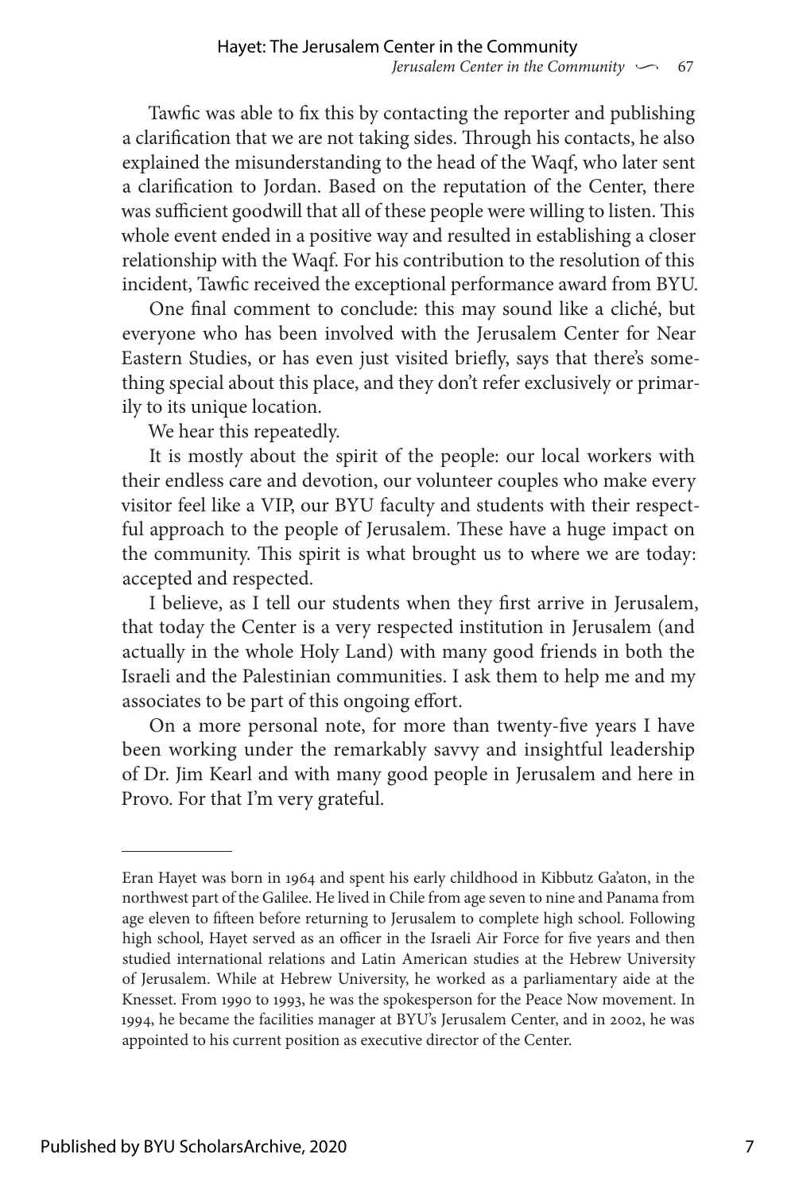Tawfic was able to fix this by contacting the reporter and publishing a clarification that we are not taking sides. Through his contacts, he also explained the misunderstanding to the head of the Waqf, who later sent a clarification to Jordan. Based on the reputation of the Center, there was sufficient goodwill that all of these people were willing to listen. This whole event ended in a positive way and resulted in establishing a closer relationship with the Waqf. For his contribution to the resolution of this incident, Tawfic received the exceptional performance award from BYU.

One final comment to conclude: this may sound like a cliché, but everyone who has been involved with the Jerusalem Center for Near Eastern Studies, or has even just visited briefly, says that there's something special about this place, and they don't refer exclusively or primarily to its unique location.

We hear this repeatedly.

It is mostly about the spirit of the people: our local workers with their endless care and devotion, our volunteer couples who make every visitor feel like a VIP, our BYU faculty and students with their respectful approach to the people of Jerusalem. These have a huge impact on the community. This spirit is what brought us to where we are today: accepted and respected.

I believe, as I tell our students when they first arrive in Jerusalem, that today the Center is a very respected institution in Jerusalem (and actually in the whole Holy Land) with many good friends in both the Israeli and the Palestinian communities. I ask them to help me and my associates to be part of this ongoing effort.

On a more personal note, for more than twenty-five years I have been working under the remarkably savvy and insightful leadership of Dr. Jim Kearl and with many good people in Jerusalem and here in Provo. For that I'm very grateful.

---

Eran Hayet was born in 1964 and spent his early childhood in Kibbutz Ga'aton, in the northwest part of the Galilee. He lived in Chile from age seven to nine and Panama from age eleven to fifteen before returning to Jerusalem to complete high school. Following high school, Hayet served as an officer in the Israeli Air Force for five years and then studied international relations and Latin American studies at the Hebrew University of Jerusalem. While at Hebrew University, he worked as a parliamentary aide at the Knesset. From 1990 to 1993, he was the spokesperson for the Peace Now movement. In 1994, he became the facilities manager at BYU's Jerusalem Center, and in 2002, he was appointed to his current position as executive director of the Center.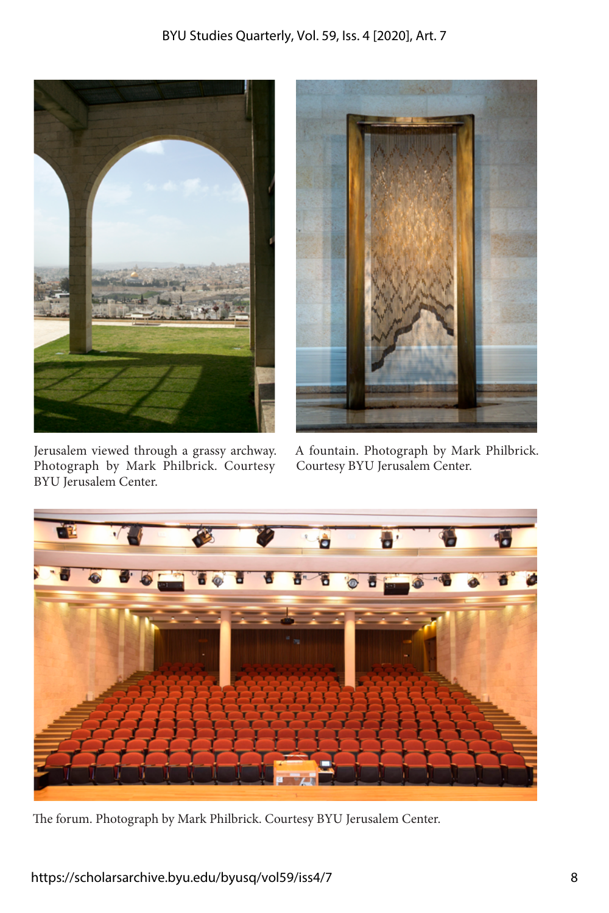Jerusalem viewed through a grassy archway. Photograph by Mark Philbrick. Courtesy BYU Jerusalem Center.

A fountain. Photograph by Mark Philbrick. Courtesy BYU Jerusalem Center.

The forum. Photograph by Mark Philbrick. Courtesy BYU Jerusalem Center.